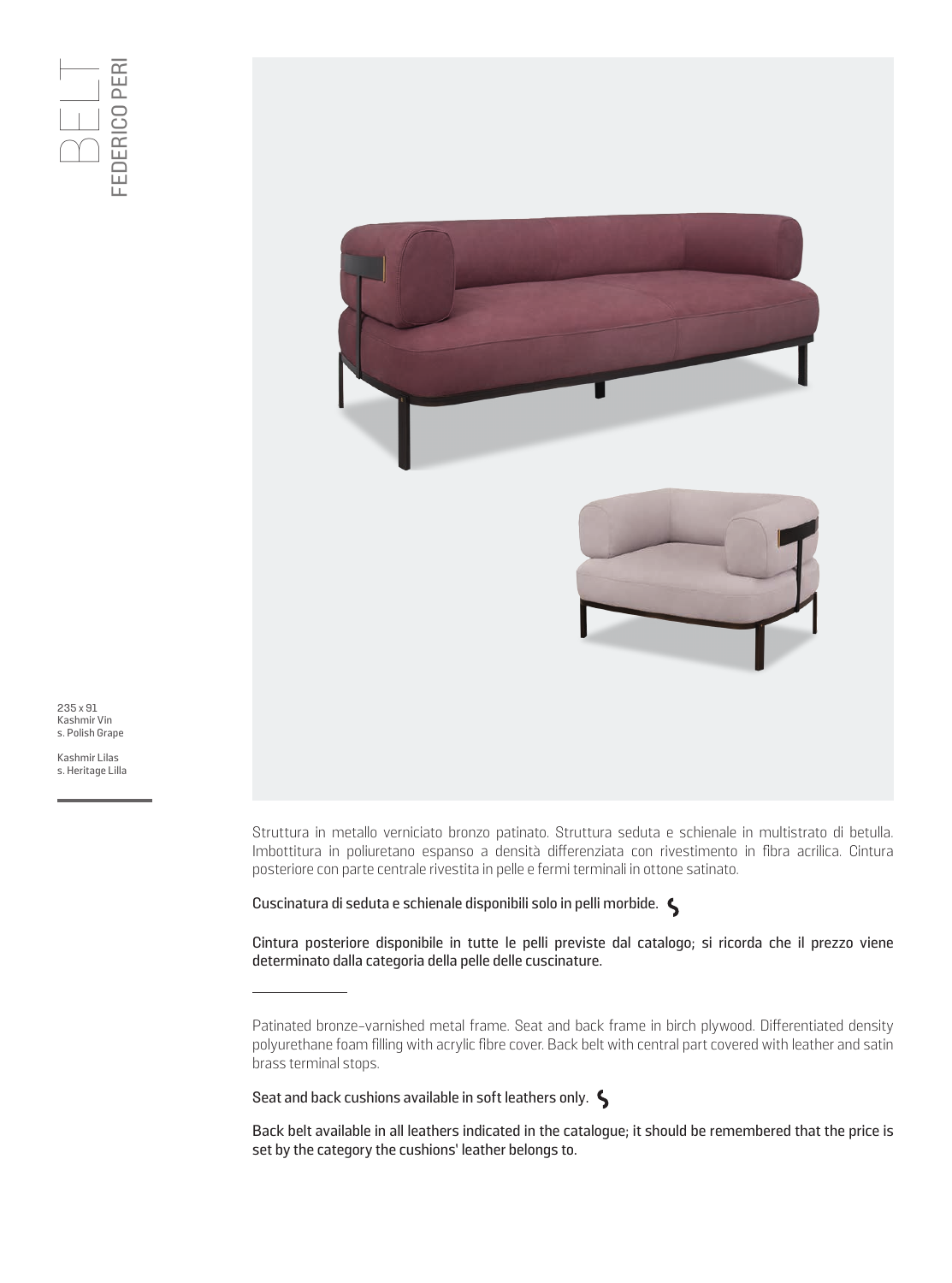# BELT

## FEDERICO PERI

235 x 91
Kashmir Vin
s. Polish Grape

Kashmir Lilas
s. Heritage Lilla

Struttura in metallo verniciato bronzo patinato. Struttura seduta e schienale in multistrato di betulla. Imbottitura in poliuretano espanso a densità differenziata con rivestimento in fibra acrilica. Cintura posteriore con parte centrale rivestita in pelle e fermi terminali in ottone satinato.

Cuscinatura di seduta e schienale disponibili solo in pelli morbide.

Cintura posteriore disponibile in tutte le pelli previste dal catalogo; si ricorda che il prezzo viene determinato dalla categoria della pelle delle cuscinature.

---

Patinated bronze-varnished metal frame. Seat and back frame in birch plywood. Differentiated density polyurethane foam fllling with acrylic fibre cover. Back belt with central part covered with leather and satin brass terminal stops.

Seat and back cushions available in soft leathers only.

Back belt available in all leathers indicated in the catalogue; it should be remembered that the price is set by the category the cushions' leather belongs to.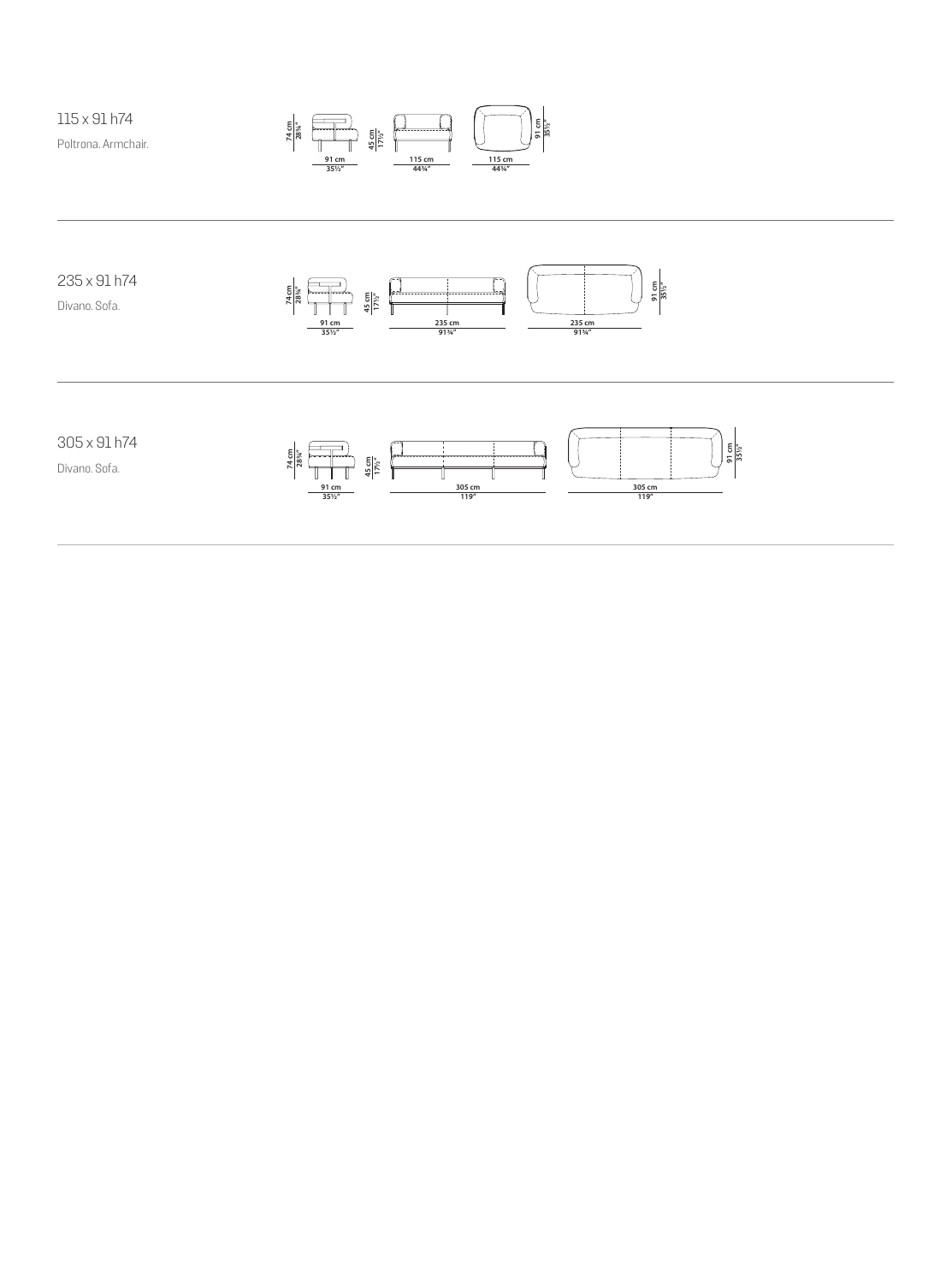115 x 91 h74

Poltrona. Armchair.

74 cm
28¾"
45 cm
17½"
91 cm
35½"
115 cm
44¾"
115 cm
44¾"
91 cm
35½"

---

235 x 91 h74

Divano. Sofa.

74 cm
28¾"
45 cm
17½"
91 cm
35½"
235 cm
91¾"
235 cm
91¾"
91 cm
35½"

---

305 x 91 h74

Divano. Sofa.

74 cm
28¾"
45 cm
17½"
91 cm
35½"
305 cm
119"
305 cm
119"
91 cm
35½"